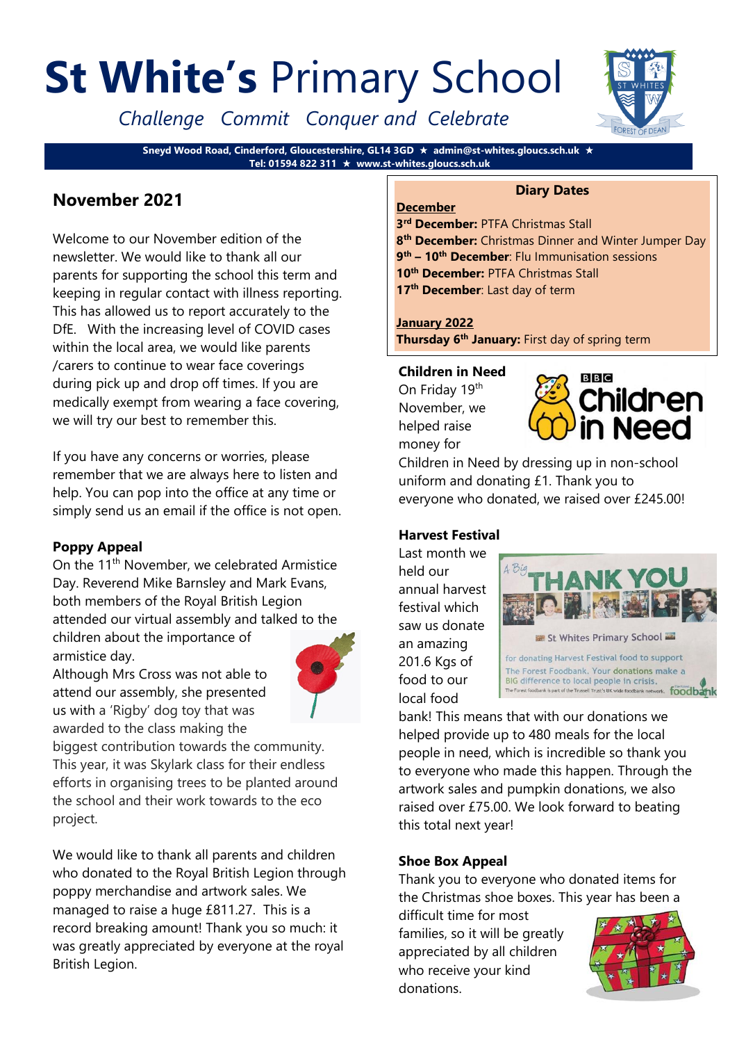# **St White's** Primary School

*Challenge Commit Conquer and Celebrate*

**Sneyd Wood Road, Cinderford, Gloucestershire, GL14 3GD ★ admin@st-whites.gloucs.sch.uk ★ Tel: 01594 822 311 ★ www.st-whites.gloucs.sch.uk**

## November 2021

Welcome to our November edition of the newsletter. We would like to thank all our parents for supporting the school this term and keeping in regular contact with illness reporting. This has allowed us to report accurately to the DfE. With the increasing level of COVID cases within the local area, we would like parents /carers to continue to wear face coverings during pick up and drop off times. If you are medically exempt from wearing a face covering, we will try our best to remember this.

If you have any concerns or worries, please remember that we are always here to listen and help. You can pop into the office at any time or simply send us an email if the office is not open.

### Poppy Appeal

On the 11th November, we celebrated Armistice Day. Reverend Mike Barnsley and Mark Evans, both members of the Royal British Legion attended our virtual assembly and talked to the children about the importance of armistice day.

Although Mrs Cross was not able to attend our assembly, she presented us with a 'Rigby' dog toy that was awarded to the class making the biggest contribution towards the community. This year, it was Skylark class for their endless efforts in organising trees to be planted around the school and their work towards to the eco project.

We would like to thank all parents and children who donated to the Royal British Legion through poppy merchandise and artwork sales. We managed to raise a huge £811.27. This is a record breaking amount! Thank you so much: it was greatly appreciated by everyone at the royal British Legion.

### Diary Dates

**December**

**3rd December:** PTFA Christmas Stall
**8th December:** Christmas Dinner and Winter Jumper Day
**9th – 10th December**: Flu Immunisation sessions
**10th December:** PTFA Christmas Stall
**17th December**: Last day of term

**January 2022**

**Thursday 6th January:** First day of spring term

### Children in Need

On Friday 19th November, we helped raise money for Children in Need by dressing up in non-school uniform and donating £1. Thank you to everyone who donated, we raised over £245.00!

### Harvest Festival

Last month we held our annual harvest festival which saw us donate an amazing 201.6 Kgs of food to our local food bank! This means that with our donations we helped provide up to 480 meals for the local people in need, which is incredible so thank you to everyone who made this happen. Through the artwork sales and pumpkin donations, we also raised over £75.00. We look forward to beating this total next year!

### Shoe Box Appeal

Thank you to everyone who donated items for the Christmas shoe boxes. This year has been a difficult time for most families, so it will be greatly appreciated by all children who receive your kind donations.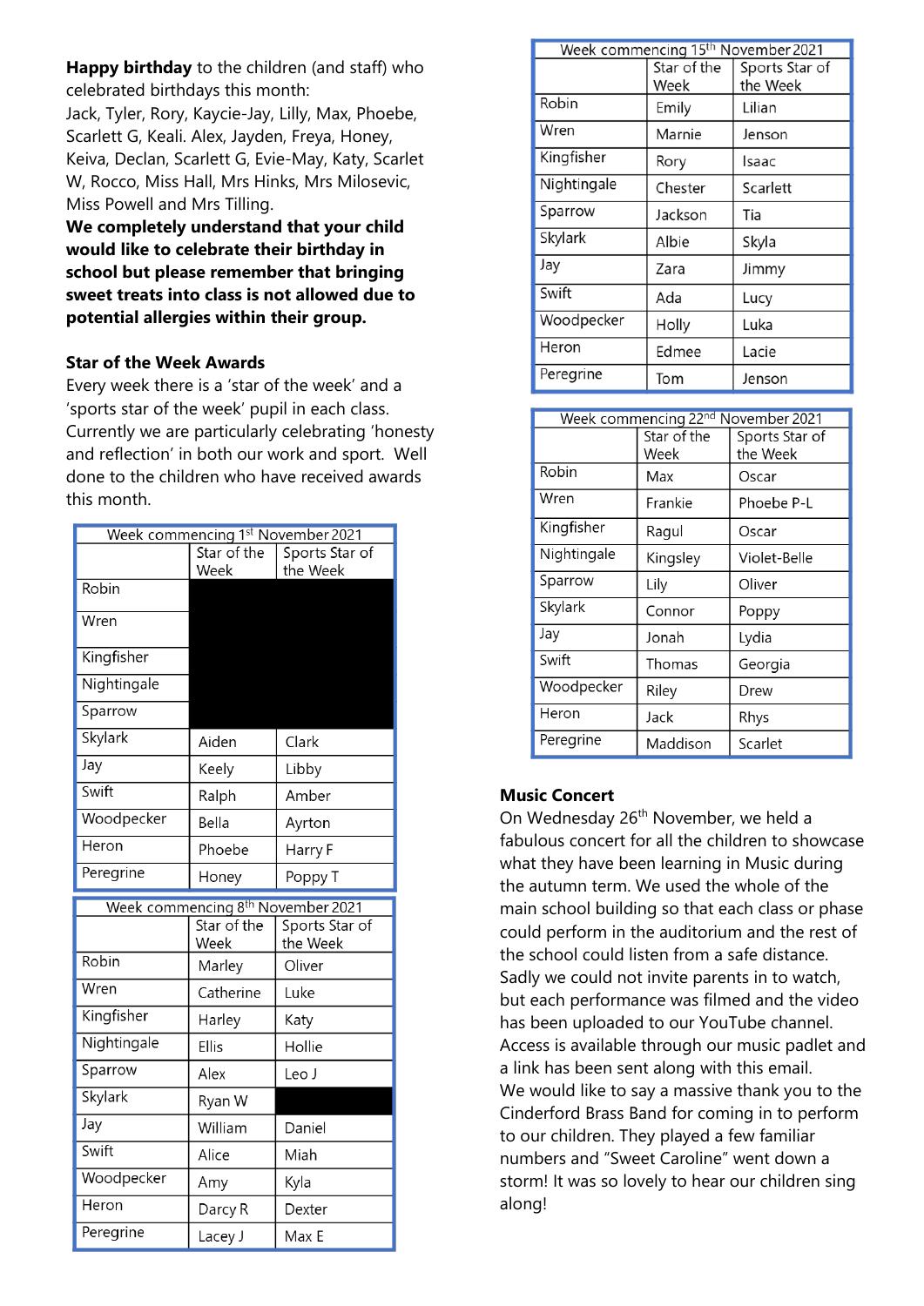**Happy birthday** to the children (and staff) who celebrated birthdays this month:
Jack, Tyler, Rory, Kaycie-Jay, Lilly, Max, Phoebe, Scarlett G, Keali. Alex, Jayden, Freya, Honey, Keiva, Declan, Scarlett G, Evie-May, Katy, Scarlet W, Rocco, Miss Hall, Mrs Hinks, Mrs Milosevic, Miss Powell and Mrs Tilling.
**We completely understand that your child would like to celebrate their birthday in school but please remember that bringing sweet treats into class is not allowed due to potential allergies within their group.**

**Star of the Week Awards**
Every week there is a 'star of the week' and a 'sports star of the week' pupil in each class. Currently we are particularly celebrating 'honesty and reflection' in both our work and sport. Well done to the children who have received awards this month.

| Week commencing 1st November 2021 | | |
|---|---|---|
| | Star of the Week | Sports Star of the Week |
| Robin | | |
| Wren | | |
| Kingfisher | | |
| Nightingale | | |
| Sparrow | | |
| Skylark | Aiden | Clark |
| Jay | Keely | Libby |
| Swift | Ralph | Amber |
| Woodpecker | Bella | Ayrton |
| Heron | Phoebe | Harry F |
| Peregrine | Honey | Poppy T |

| Week commencing 8th November 2021 | | |
|---|---|---|
| | Star of the Week | Sports Star of the Week |
| Robin | Marley | Oliver |
| Wren | Catherine | Luke |
| Kingfisher | Harley | Katy |
| Nightingale | Ellis | Hollie |
| Sparrow | Alex | Leo J |
| Skylark | Ryan W | |
| Jay | William | Daniel |
| Swift | Alice | Miah |
| Woodpecker | Amy | Kyla |
| Heron | Darcy R | Dexter |
| Peregrine | Lacey J | Max E |

| Week commencing 15th November 2021 | | |
|---|---|---|
| | Star of the Week | Sports Star of the Week |
| Robin | Emily | Lilian |
| Wren | Marnie | Jenson |
| Kingfisher | Rory | Isaac |
| Nightingale | Chester | Scarlett |
| Sparrow | Jackson | Tia |
| Skylark | Albie | Skyla |
| Jay | Zara | Jimmy |
| Swift | Ada | Lucy |
| Woodpecker | Holly | Luka |
| Heron | Edmee | Lacie |
| Peregrine | Tom | Jenson |

| Week commencing 22nd November 2021 | | |
|---|---|---|
| | Star of the Week | Sports Star of the Week |
| Robin | Max | Oscar |
| Wren | Frankie | Phoebe P-L |
| Kingfisher | Ragul | Oscar |
| Nightingale | Kingsley | Violet-Belle |
| Sparrow | Lily | Oliver |
| Skylark | Connor | Poppy |
| Jay | Jonah | Lydia |
| Swift | Thomas | Georgia |
| Woodpecker | Riley | Drew |
| Heron | Jack | Rhys |
| Peregrine | Maddison | Scarlet |

**Music Concert**
On Wednesday 26th November, we held a fabulous concert for all the children to showcase what they have been learning in Music during the autumn term. We used the whole of the main school building so that each class or phase could perform in the auditorium and the rest of the school could listen from a safe distance. Sadly we could not invite parents in to watch, but each performance was filmed and the video has been uploaded to our YouTube channel. Access is available through our music padlet and a link has been sent along with this email.
We would like to say a massive thank you to the Cinderford Brass Band for coming in to perform to our children. They played a few familiar numbers and "Sweet Caroline" went down a storm! It was so lovely to hear our children sing along!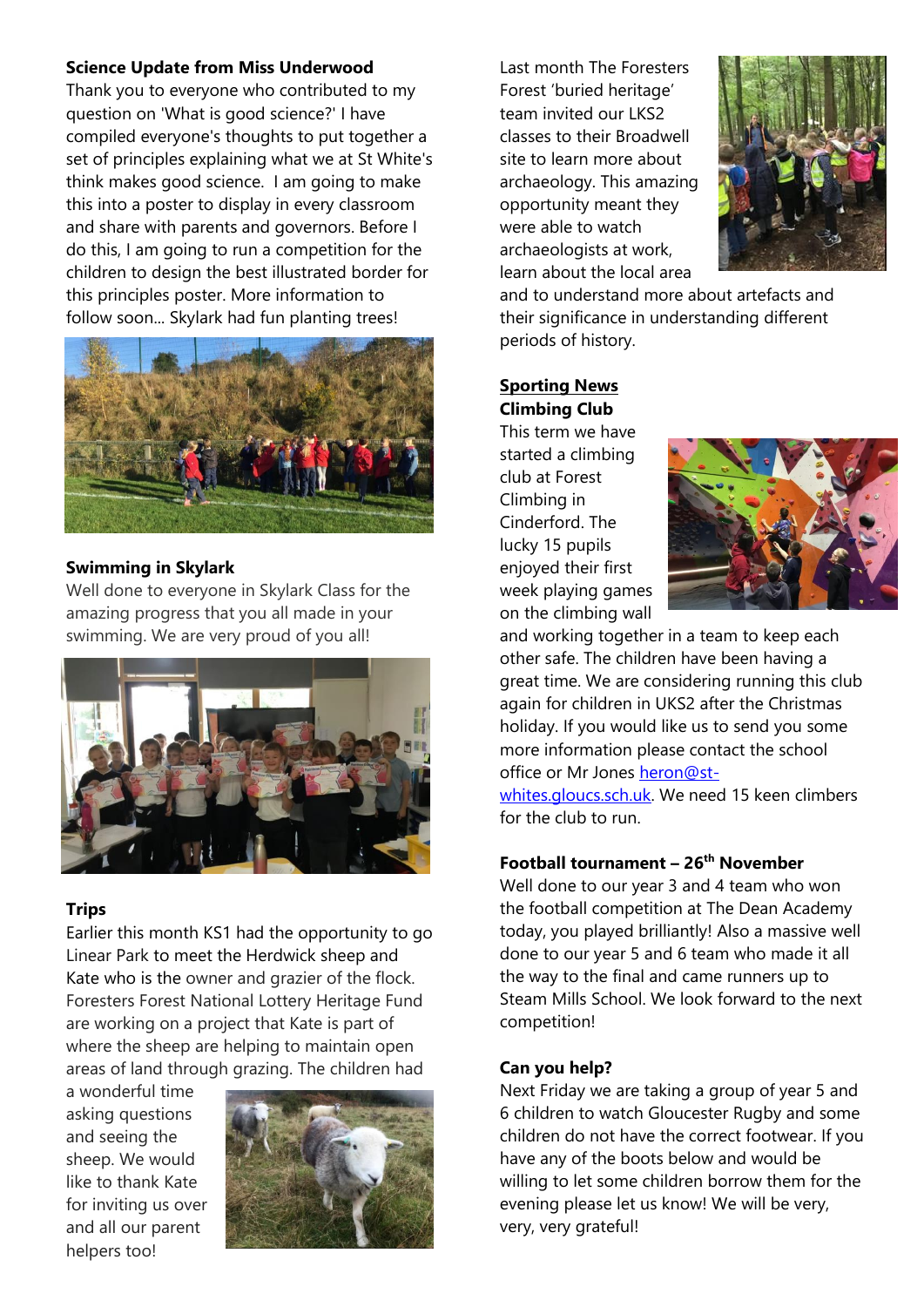**Science Update from Miss Underwood**

Thank you to everyone who contributed to my question on 'What is good science?' I have compiled everyone's thoughts to put together a set of principles explaining what we at St White's think makes good science. I am going to make this into a poster to display in every classroom and share with parents and governors. Before I do this, I am going to run a competition for the children to design the best illustrated border for this principles poster. More information to follow soon... Skylark had fun planting trees!

**Swimming in Skylark**

Well done to everyone in Skylark Class for the amazing progress that you all made in your swimming. We are very proud of you all!

**Trips**

Earlier this month KS1 had the opportunity to go Linear Park to meet the Herdwick sheep and Kate who is the owner and grazier of the flock. Foresters Forest National Lottery Heritage Fund are working on a project that Kate is part of where the sheep are helping to maintain open areas of land through grazing. The children had a wonderful time asking questions and seeing the sheep. We would like to thank Kate for inviting us over and all our parent helpers too!

Last month The Foresters Forest 'buried heritage' team invited our LKS2 classes to their Broadwell site to learn more about archaeology. This amazing opportunity meant they were able to watch archaeologists at work, learn about the local area and to understand more about artefacts and their significance in understanding different periods of history.

**Sporting News**

**Climbing Club**

This term we have started a climbing club at Forest Climbing in Cinderford. The lucky 15 pupils enjoyed their first week playing games on the climbing wall and working together in a team to keep each other safe. The children have been having a great time. We are considering running this club again for children in UKS2 after the Christmas holiday. If you would like us to send you some more information please contact the school office or Mr Jones heron@st-whites.gloucs.sch.uk. We need 15 keen climbers for the club to run.

**Football tournament – 26th November**

Well done to our year 3 and 4 team who won the football competition at The Dean Academy today, you played brilliantly! Also a massive well done to our year 5 and 6 team who made it all the way to the final and came runners up to Steam Mills School. We look forward to the next competition!

**Can you help?**

Next Friday we are taking a group of year 5 and 6 children to watch Gloucester Rugby and some children do not have the correct footwear. If you have any of the boots below and would be willing to let some children borrow them for the evening please let us know! We will be very, very, very grateful!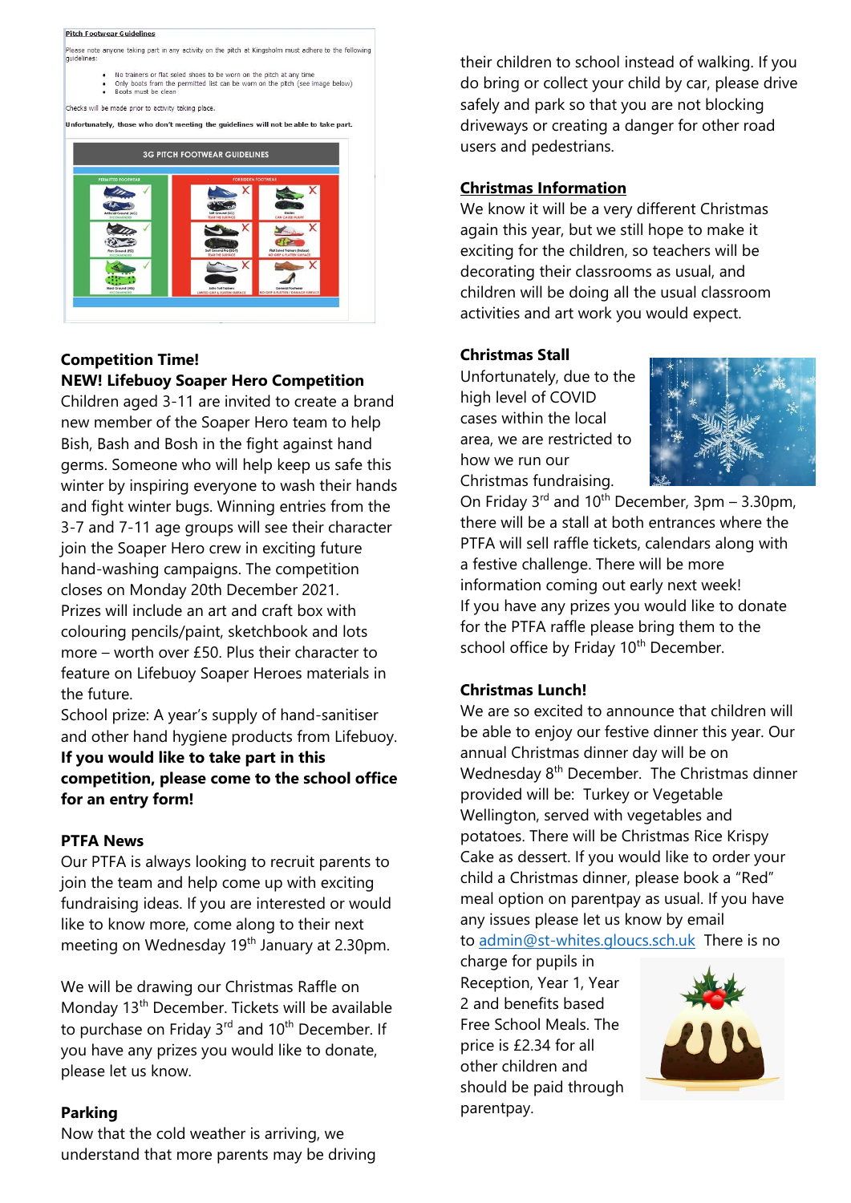**Pitch Footwear Guidelines**

Please note anyone taking part in any activity on the pitch at Kingsholm must adhere to the following guidelines:

- No trainers or flat soled shoes to be worn on the pitch at any time
- Only boots from the permitted list can be worn on the pitch (see image below)
- Boots must be clean

Checks will be made prior to activity taking place.

**Unfortunately, those who don't meeting the guidelines will not be able to take part.**

**Competition Time!**

**NEW! Lifebuoy Soaper Hero Competition**

Children aged 3-11 are invited to create a brand new member of the Soaper Hero team to help Bish, Bash and Bosh in the fight against hand germs. Someone who will help keep us safe this winter by inspiring everyone to wash their hands and fight winter bugs. Winning entries from the 3-7 and 7-11 age groups will see their character join the Soaper Hero crew in exciting future hand-washing campaigns. The competition closes on Monday 20th December 2021.

Prizes will include an art and craft box with colouring pencils/paint, sketchbook and lots more – worth over £50. Plus their character to feature on Lifebuoy Soaper Heroes materials in the future.

School prize: A year's supply of hand-sanitiser and other hand hygiene products from Lifebuoy.

**If you would like to take part in this competition, please come to the school office for an entry form!**

**PTFA News**

Our PTFA is always looking to recruit parents to join the team and help come up with exciting fundraising ideas. If you are interested or would like to know more, come along to their next meeting on Wednesday 19th January at 2.30pm.

We will be drawing our Christmas Raffle on Monday 13th December. Tickets will be available to purchase on Friday 3rd and 10th December. If you have any prizes you would like to donate, please let us know.

**Parking**

Now that the cold weather is arriving, we understand that more parents may be driving their children to school instead of walking. If you do bring or collect your child by car, please drive safely and park so that you are not blocking driveways or creating a danger for other road users and pedestrians.

**Christmas Information**

We know it will be a very different Christmas again this year, but we still hope to make it exciting for the children, so teachers will be decorating their classrooms as usual, and children will be doing all the usual classroom activities and art work you would expect.

**Christmas Stall**

Unfortunately, due to the high level of COVID cases within the local area, we are restricted to how we run our Christmas fundraising.

On Friday 3rd and 10th December, 3pm – 3.30pm, there will be a stall at both entrances where the PTFA will sell raffle tickets, calendars along with a festive challenge. There will be more information coming out early next week!

If you have any prizes you would like to donate for the PTFA raffle please bring them to the school office by Friday 10th December.

**Christmas Lunch!**

We are so excited to announce that children will be able to enjoy our festive dinner this year. Our annual Christmas dinner day will be on Wednesday 8th December. The Christmas dinner provided will be: Turkey or Vegetable Wellington, served with vegetables and potatoes. There will be Christmas Rice Krispy Cake as dessert. If you would like to order your child a Christmas dinner, please book a "Red" meal option on parentpay as usual. If you have any issues please let us know by email to admin@st-whites.gloucs.sch.uk There is no charge for pupils in Reception, Year 1, Year 2 and benefits based Free School Meals. The price is £2.34 for all other children and should be paid through parentpay.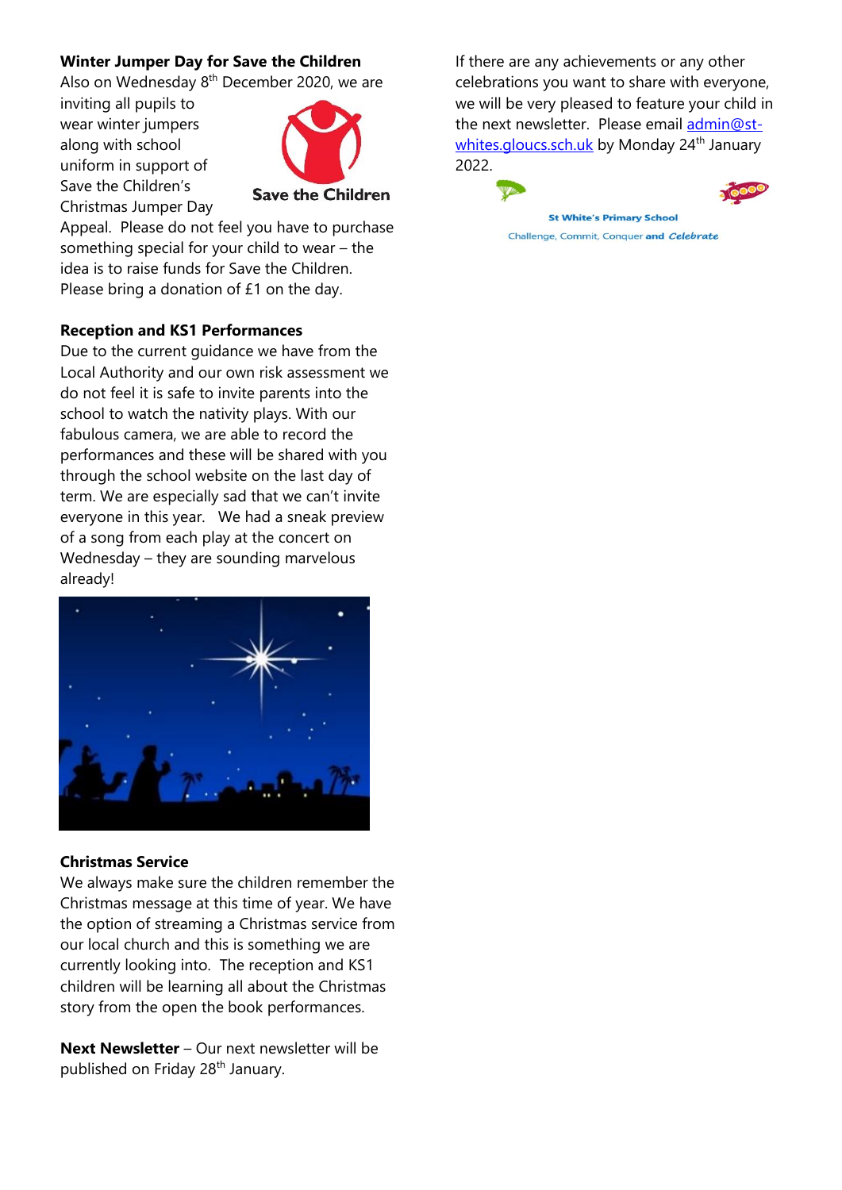**Winter Jumper Day for Save the Children**

Also on Wednesday 8th December 2020, we are inviting all pupils to wear winter jumpers along with school uniform in support of Save the Children's Christmas Jumper Day Appeal. Please do not feel you have to purchase something special for your child to wear – the idea is to raise funds for Save the Children. Please bring a donation of £1 on the day.

**Reception and KS1 Performances**

Due to the current guidance we have from the Local Authority and our own risk assessment we do not feel it is safe to invite parents into the school to watch the nativity plays. With our fabulous camera, we are able to record the performances and these will be shared with you through the school website on the last day of term. We are especially sad that we can't invite everyone in this year. We had a sneak preview of a song from each play at the concert on Wednesday – they are sounding marvelous already!

**Christmas Service**

We always make sure the children remember the Christmas message at this time of year. We have the option of streaming a Christmas service from our local church and this is something we are currently looking into. The reception and KS1 children will be learning all about the Christmas story from the open the book performances.

**Next Newsletter** – Our next newsletter will be published on Friday 28th January.

If there are any achievements or any other celebrations you want to share with everyone, we will be very pleased to feature your child in the next newsletter. Please email admin@st-whites.gloucs.sch.uk by Monday 24th January 2022.

St White's Primary School

Challenge, Commit, Conquer **and** ***Celebrate***